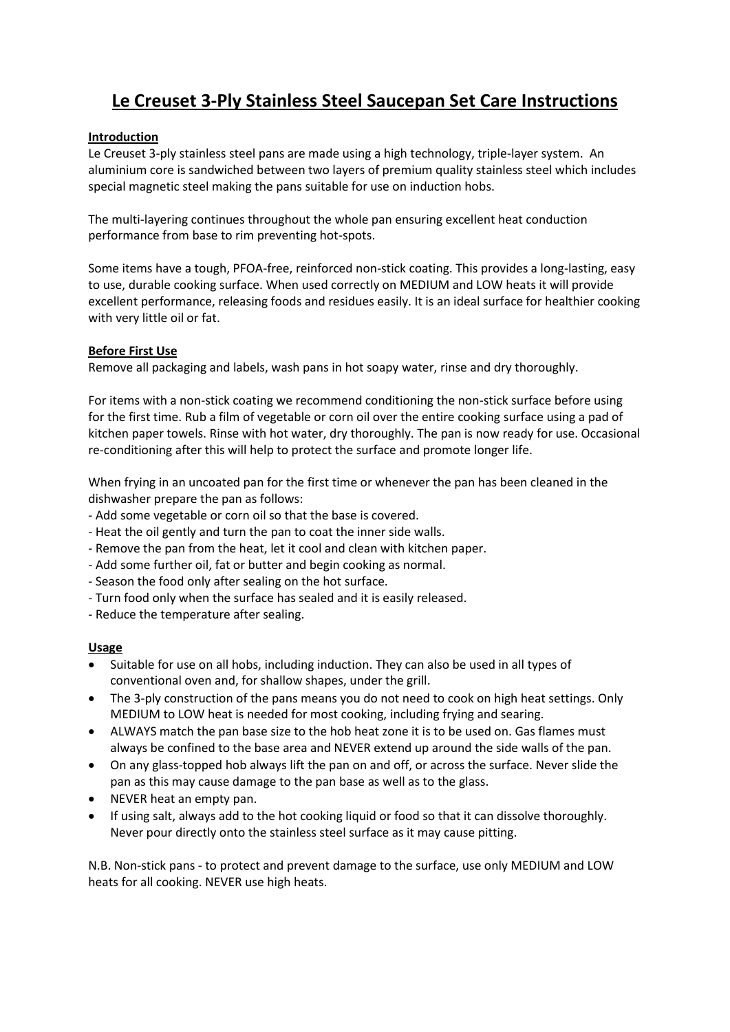# Le Creuset 3-Ply Stainless Steel Saucepan Set Care Instructions

## Introduction

Le Creuset 3-ply stainless steel pans are made using a high technology, triple-layer system. An aluminium core is sandwiched between two layers of premium quality stainless steel which includes special magnetic steel making the pans suitable for use on induction hobs.

The multi-layering continues throughout the whole pan ensuring excellent heat conduction performance from base to rim preventing hot-spots.

Some items have a tough, PFOA-free, reinforced non-stick coating. This provides a long-lasting, easy to use, durable cooking surface. When used correctly on MEDIUM and LOW heats it will provide excellent performance, releasing foods and residues easily. It is an ideal surface for healthier cooking with very little oil or fat.

## Before First Use

Remove all packaging and labels, wash pans in hot soapy water, rinse and dry thoroughly.

For items with a non-stick coating we recommend conditioning the non-stick surface before using for the first time. Rub a film of vegetable or corn oil over the entire cooking surface using a pad of kitchen paper towels. Rinse with hot water, dry thoroughly. The pan is now ready for use. Occasional re-conditioning after this will help to protect the surface and promote longer life.

When frying in an uncoated pan for the first time or whenever the pan has been cleaned in the dishwasher prepare the pan as follows:

- Add some vegetable or corn oil so that the base is covered.
- Heat the oil gently and turn the pan to coat the inner side walls.
- Remove the pan from the heat, let it cool and clean with kitchen paper.
- Add some further oil, fat or butter and begin cooking as normal.
- Season the food only after sealing on the hot surface.
- Turn food only when the surface has sealed and it is easily released.
- Reduce the temperature after sealing.

## Usage

- Suitable for use on all hobs, including induction. They can also be used in all types of conventional oven and, for shallow shapes, under the grill.
- The 3-ply construction of the pans means you do not need to cook on high heat settings. Only MEDIUM to LOW heat is needed for most cooking, including frying and searing.
- ALWAYS match the pan base size to the hob heat zone it is to be used on. Gas flames must always be confined to the base area and NEVER extend up around the side walls of the pan.
- On any glass-topped hob always lift the pan on and off, or across the surface. Never slide the pan as this may cause damage to the pan base as well as to the glass.
- NEVER heat an empty pan.
- If using salt, always add to the hot cooking liquid or food so that it can dissolve thoroughly. Never pour directly onto the stainless steel surface as it may cause pitting.

N.B. Non-stick pans - to protect and prevent damage to the surface, use only MEDIUM and LOW heats for all cooking. NEVER use high heats.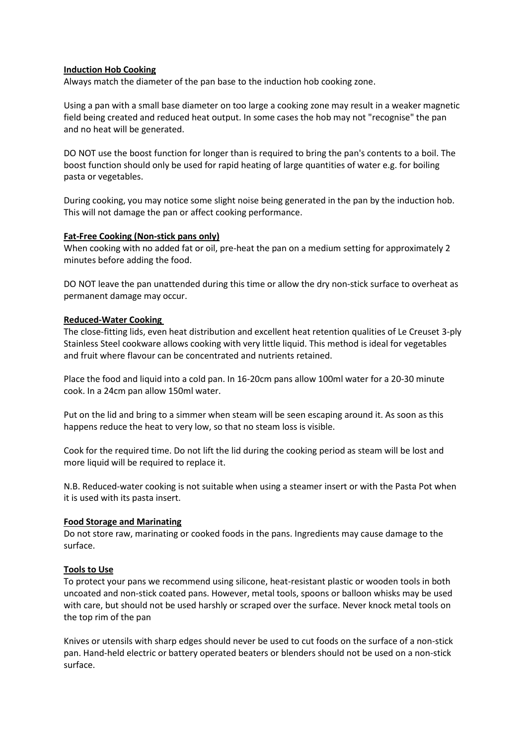**Induction Hob Cooking**

Always match the diameter of the pan base to the induction hob cooking zone.

Using a pan with a small base diameter on too large a cooking zone may result in a weaker magnetic field being created and reduced heat output. In some cases the hob may not "recognise" the pan and no heat will be generated.

DO NOT use the boost function for longer than is required to bring the pan's contents to a boil. The boost function should only be used for rapid heating of large quantities of water e.g. for boiling pasta or vegetables.

During cooking, you may notice some slight noise being generated in the pan by the induction hob. This will not damage the pan or affect cooking performance.

**Fat-Free Cooking (Non-stick pans only)**

When cooking with no added fat or oil, pre-heat the pan on a medium setting for approximately 2 minutes before adding the food.

DO NOT leave the pan unattended during this time or allow the dry non-stick surface to overheat as permanent damage may occur.

**Reduced-Water Cooking**

The close-fitting lids, even heat distribution and excellent heat retention qualities of Le Creuset 3-ply Stainless Steel cookware allows cooking with very little liquid. This method is ideal for vegetables and fruit where flavour can be concentrated and nutrients retained.

Place the food and liquid into a cold pan. In 16-20cm pans allow 100ml water for a 20-30 minute cook. In a 24cm pan allow 150ml water.

Put on the lid and bring to a simmer when steam will be seen escaping around it. As soon as this happens reduce the heat to very low, so that no steam loss is visible.

Cook for the required time. Do not lift the lid during the cooking period as steam will be lost and more liquid will be required to replace it.

N.B. Reduced-water cooking is not suitable when using a steamer insert or with the Pasta Pot when it is used with its pasta insert.

**Food Storage and Marinating**

Do not store raw, marinating or cooked foods in the pans. Ingredients may cause damage to the surface.

**Tools to Use**

To protect your pans we recommend using silicone, heat-resistant plastic or wooden tools in both uncoated and non-stick coated pans. However, metal tools, spoons or balloon whisks may be used with care, but should not be used harshly or scraped over the surface. Never knock metal tools on the top rim of the pan

Knives or utensils with sharp edges should never be used to cut foods on the surface of a non-stick pan. Hand-held electric or battery operated beaters or blenders should not be used on a non-stick surface.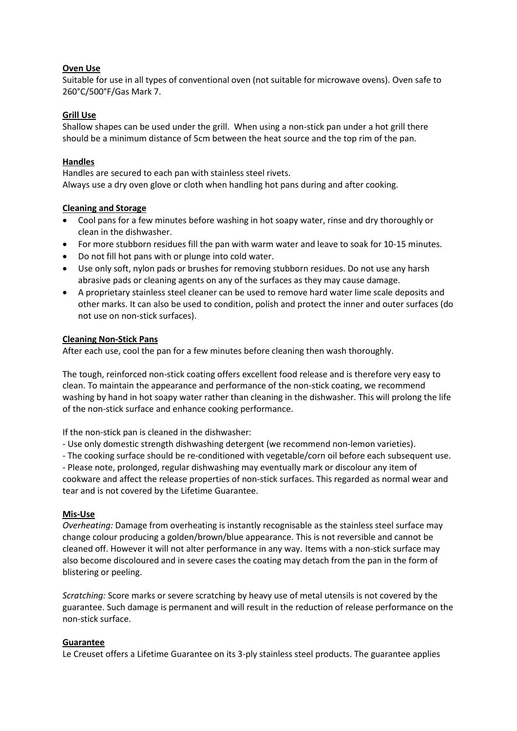**Oven Use**

Suitable for use in all types of conventional oven (not suitable for microwave ovens). Oven safe to 260°C/500°F/Gas Mark 7.

**Grill Use**

Shallow shapes can be used under the grill. When using a non-stick pan under a hot grill there should be a minimum distance of 5cm between the heat source and the top rim of the pan.

**Handles**

Handles are secured to each pan with stainless steel rivets.
Always use a dry oven glove or cloth when handling hot pans during and after cooking.

**Cleaning and Storage**

- Cool pans for a few minutes before washing in hot soapy water, rinse and dry thoroughly or clean in the dishwasher.
- For more stubborn residues fill the pan with warm water and leave to soak for 10-15 minutes.
- Do not fill hot pans with or plunge into cold water.
- Use only soft, nylon pads or brushes for removing stubborn residues. Do not use any harsh abrasive pads or cleaning agents on any of the surfaces as they may cause damage.
- A proprietary stainless steel cleaner can be used to remove hard water lime scale deposits and other marks. It can also be used to condition, polish and protect the inner and outer surfaces (do not use on non-stick surfaces).

**Cleaning Non-Stick Pans**

After each use, cool the pan for a few minutes before cleaning then wash thoroughly.

The tough, reinforced non-stick coating offers excellent food release and is therefore very easy to clean. To maintain the appearance and performance of the non-stick coating, we recommend washing by hand in hot soapy water rather than cleaning in the dishwasher. This will prolong the life of the non-stick surface and enhance cooking performance.

If the non-stick pan is cleaned in the dishwasher:

- Use only domestic strength dishwashing detergent (we recommend non-lemon varieties).
- The cooking surface should be re-conditioned with vegetable/corn oil before each subsequent use.
- Please note, prolonged, regular dishwashing may eventually mark or discolour any item of cookware and affect the release properties of non-stick surfaces. This regarded as normal wear and tear and is not covered by the Lifetime Guarantee.

**Mis-Use**

*Overheating:* Damage from overheating is instantly recognisable as the stainless steel surface may change colour producing a golden/brown/blue appearance. This is not reversible and cannot be cleaned off. However it will not alter performance in any way. Items with a non-stick surface may also become discoloured and in severe cases the coating may detach from the pan in the form of blistering or peeling.

*Scratching:* Score marks or severe scratching by heavy use of metal utensils is not covered by the guarantee. Such damage is permanent and will result in the reduction of release performance on the non-stick surface.

**Guarantee**

Le Creuset offers a Lifetime Guarantee on its 3-ply stainless steel products. The guarantee applies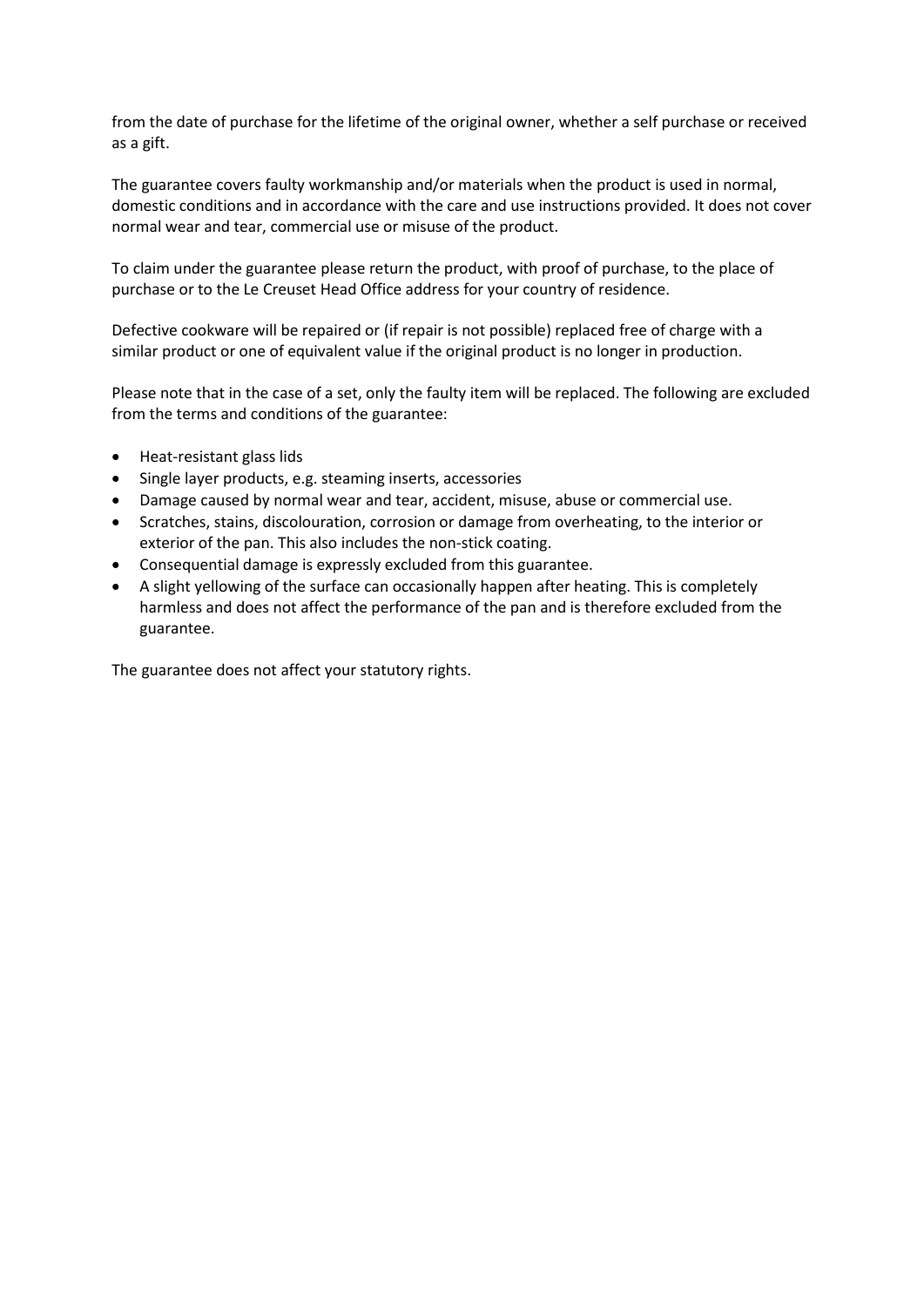from the date of purchase for the lifetime of the original owner, whether a self purchase or received as a gift.

The guarantee covers faulty workmanship and/or materials when the product is used in normal, domestic conditions and in accordance with the care and use instructions provided. It does not cover normal wear and tear, commercial use or misuse of the product.

To claim under the guarantee please return the product, with proof of purchase, to the place of purchase or to the Le Creuset Head Office address for your country of residence.

Defective cookware will be repaired or (if repair is not possible) replaced free of charge with a similar product or one of equivalent value if the original product is no longer in production.

Please note that in the case of a set, only the faulty item will be replaced. The following are excluded from the terms and conditions of the guarantee:

- Heat-resistant glass lids
- Single layer products, e.g. steaming inserts, accessories
- Damage caused by normal wear and tear, accident, misuse, abuse or commercial use.
- Scratches, stains, discolouration, corrosion or damage from overheating, to the interior or exterior of the pan. This also includes the non-stick coating.
- Consequential damage is expressly excluded from this guarantee.
- A slight yellowing of the surface can occasionally happen after heating. This is completely harmless and does not affect the performance of the pan and is therefore excluded from the guarantee.

The guarantee does not affect your statutory rights.